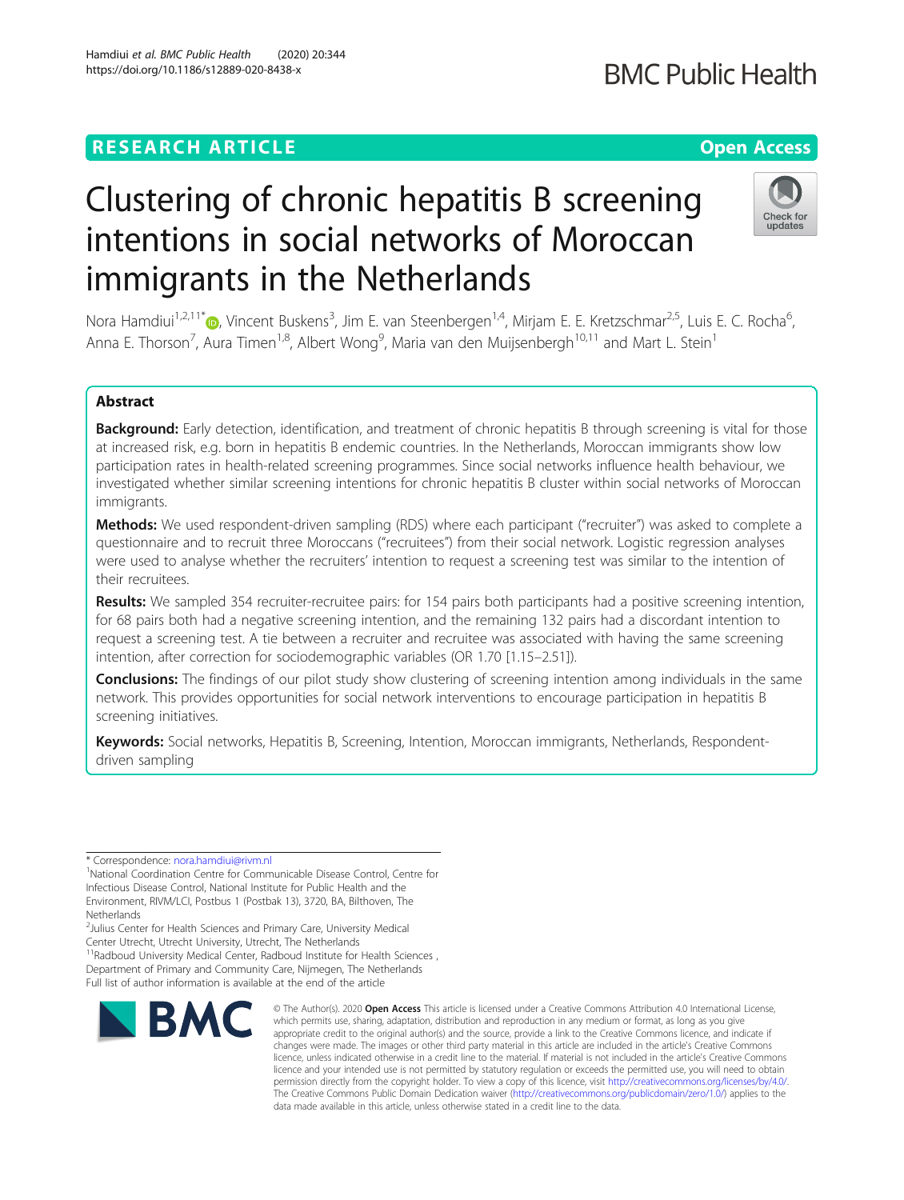RESEARCH ARTICLE

Open Access

# Clustering of chronic hepatitis B screening intentions in social networks of Moroccan immigrants in the Netherlands

Nora Hamdiui[1,2,11*], Vincent Buskens[3], Jim E. van Steenbergen[1,4], Mirjam E. E. Kretzschmar[2,5], Luis E. C. Rocha[6], Anna E. Thorson[7], Aura Timen[1,8], Albert Wong[9], Maria van den Muijsenbergh[10,11] and Mart L. Stein[1]

## Abstract

**Background:** Early detection, identification, and treatment of chronic hepatitis B through screening is vital for those at increased risk, e.g. born in hepatitis B endemic countries. In the Netherlands, Moroccan immigrants show low participation rates in health-related screening programmes. Since social networks influence health behaviour, we investigated whether similar screening intentions for chronic hepatitis B cluster within social networks of Moroccan immigrants.

**Methods:** We used respondent-driven sampling (RDS) where each participant ("recruiter") was asked to complete a questionnaire and to recruit three Moroccans ("recruitees") from their social network. Logistic regression analyses were used to analyse whether the recruiters' intention to request a screening test was similar to the intention of their recruitees.

**Results:** We sampled 354 recruiter-recruitee pairs: for 154 pairs both participants had a positive screening intention, for 68 pairs both had a negative screening intention, and the remaining 132 pairs had a discordant intention to request a screening test. A tie between a recruiter and recruitee was associated with having the same screening intention, after correction for sociodemographic variables (OR 1.70 [1.15–2.51]).

**Conclusions:** The findings of our pilot study show clustering of screening intention among individuals in the same network. This provides opportunities for social network interventions to encourage participation in hepatitis B screening initiatives.

**Keywords:** Social networks, Hepatitis B, Screening, Intention, Moroccan immigrants, Netherlands, Respondent-driven sampling

---

\* Correspondence: nora.hamdiui@rivm.nl

[1]National Coordination Centre for Communicable Disease Control, Centre for Infectious Disease Control, National Institute for Public Health and the Environment, RIVM/LCI, Postbus 1 (Postbak 13), 3720, BA, Bilthoven, The Netherlands

[2]Julius Center for Health Sciences and Primary Care, University Medical Center Utrecht, Utrecht University, Utrecht, The Netherlands

[11]Radboud University Medical Center, Radboud Institute for Health Sciences, Department of Primary and Community Care, Nijmegen, The Netherlands

Full list of author information is available at the end of the article

© The Author(s). 2020 **Open Access** This article is licensed under a Creative Commons Attribution 4.0 International License, which permits use, sharing, adaptation, distribution and reproduction in any medium or format, as long as you give appropriate credit to the original author(s) and the source, provide a link to the Creative Commons licence, and indicate if changes were made. The images or other third party material in this article are included in the article's Creative Commons licence, unless indicated otherwise in a credit line to the material. If material is not included in the article's Creative Commons licence and your intended use is not permitted by statutory regulation or exceeds the permitted use, you will need to obtain permission directly from the copyright holder. To view a copy of this licence, visit http://creativecommons.org/licenses/by/4.0/. The Creative Commons Public Domain Dedication waiver (http://creativecommons.org/publicdomain/zero/1.0/) applies to the data made available in this article, unless otherwise stated in a credit line to the data.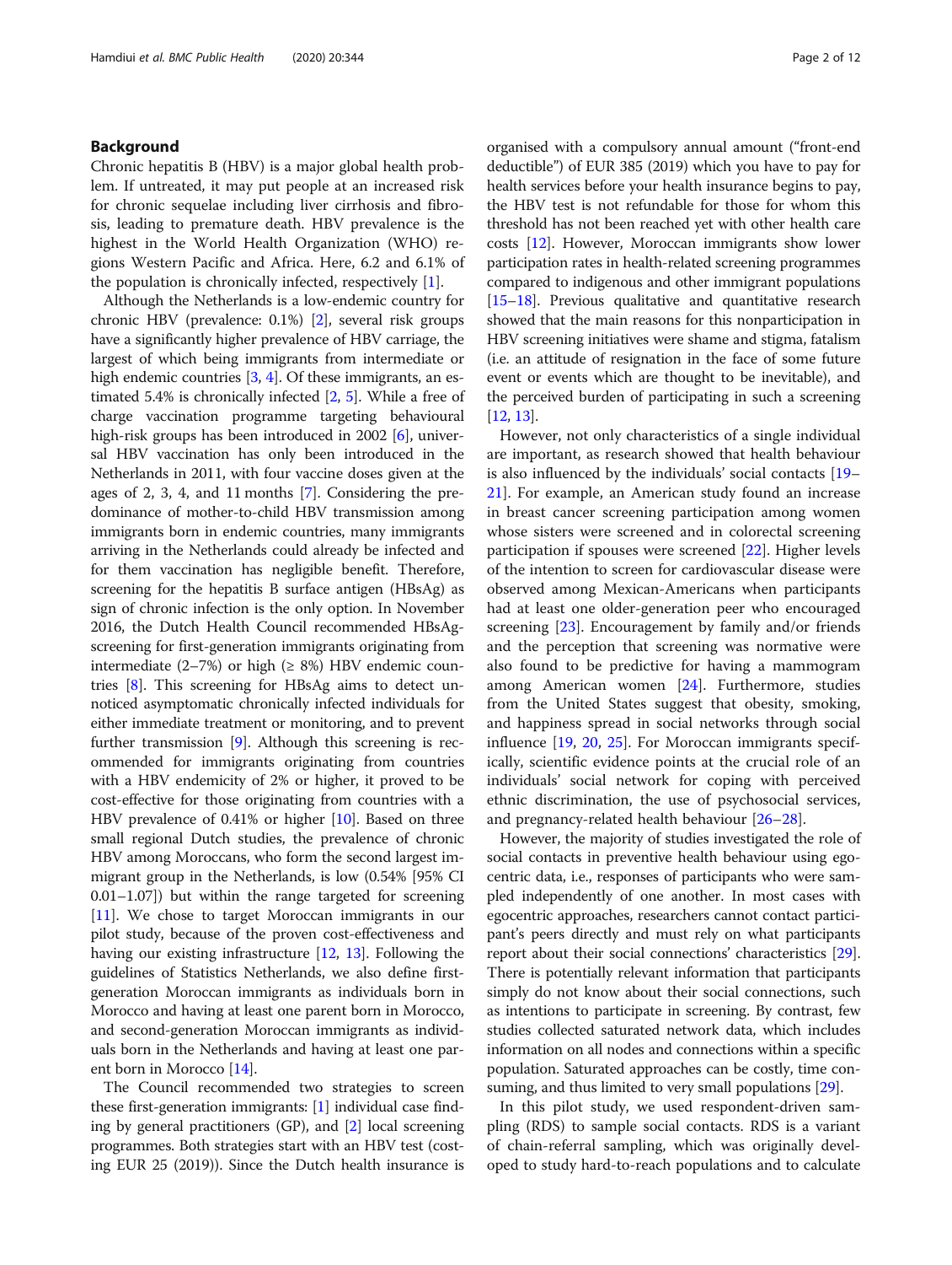## Background

Chronic hepatitis B (HBV) is a major global health problem. If untreated, it may put people at an increased risk for chronic sequelae including liver cirrhosis and fibrosis, leading to premature death. HBV prevalence is the highest in the World Health Organization (WHO) regions Western Pacific and Africa. Here, 6.2 and 6.1% of the population is chronically infected, respectively [1].

Although the Netherlands is a low-endemic country for chronic HBV (prevalence: 0.1%) [2], several risk groups have a significantly higher prevalence of HBV carriage, the largest of which being immigrants from intermediate or high endemic countries [3, 4]. Of these immigrants, an estimated 5.4% is chronically infected [2, 5]. While a free of charge vaccination programme targeting behavioural high-risk groups has been introduced in 2002 [6], universal HBV vaccination has only been introduced in the Netherlands in 2011, with four vaccine doses given at the ages of 2, 3, 4, and 11 months [7]. Considering the predominance of mother-to-child HBV transmission among immigrants born in endemic countries, many immigrants arriving in the Netherlands could already be infected and for them vaccination has negligible benefit. Therefore, screening for the hepatitis B surface antigen (HBsAg) as sign of chronic infection is the only option. In November 2016, the Dutch Health Council recommended HBsAg-screening for first-generation immigrants originating from intermediate (2–7%) or high (≥ 8%) HBV endemic countries [8]. This screening for HBsAg aims to detect unnoticed asymptomatic chronically infected individuals for either immediate treatment or monitoring, and to prevent further transmission [9]. Although this screening is recommended for immigrants originating from countries with a HBV endemicity of 2% or higher, it proved to be cost-effective for those originating from countries with a HBV prevalence of 0.41% or higher [10]. Based on three small regional Dutch studies, the prevalence of chronic HBV among Moroccans, who form the second largest immigrant group in the Netherlands, is low (0.54% [95% CI 0.01–1.07]) but within the range targeted for screening [11]. We chose to target Moroccan immigrants in our pilot study, because of the proven cost-effectiveness and having our existing infrastructure [12, 13]. Following the guidelines of Statistics Netherlands, we also define first-generation Moroccan immigrants as individuals born in Morocco and having at least one parent born in Morocco, and second-generation Moroccan immigrants as individuals born in the Netherlands and having at least one parent born in Morocco [14].

The Council recommended two strategies to screen these first-generation immigrants: [1] individual case finding by general practitioners (GP), and [2] local screening programmes. Both strategies start with an HBV test (costing EUR 25 (2019)). Since the Dutch health insurance is organised with a compulsory annual amount ("front-end deductible") of EUR 385 (2019) which you have to pay for health services before your health insurance begins to pay, the HBV test is not refundable for those for whom this threshold has not been reached yet with other health care costs [12]. However, Moroccan immigrants show lower participation rates in health-related screening programmes compared to indigenous and other immigrant populations [15–18]. Previous qualitative and quantitative research showed that the main reasons for this nonparticipation in HBV screening initiatives were shame and stigma, fatalism (i.e. an attitude of resignation in the face of some future event or events which are thought to be inevitable), and the perceived burden of participating in such a screening [12, 13].

However, not only characteristics of a single individual are important, as research showed that health behaviour is also influenced by the individuals' social contacts [19–21]. For example, an American study found an increase in breast cancer screening participation among women whose sisters were screened and in colorectal screening participation if spouses were screened [22]. Higher levels of the intention to screen for cardiovascular disease were observed among Mexican-Americans when participants had at least one older-generation peer who encouraged screening [23]. Encouragement by family and/or friends and the perception that screening was normative were also found to be predictive for having a mammogram among American women [24]. Furthermore, studies from the United States suggest that obesity, smoking, and happiness spread in social networks through social influence [19, 20, 25]. For Moroccan immigrants specifically, scientific evidence points at the crucial role of an individuals' social network for coping with perceived ethnic discrimination, the use of psychosocial services, and pregnancy-related health behaviour [26–28].

However, the majority of studies investigated the role of social contacts in preventive health behaviour using egocentric data, i.e., responses of participants who were sampled independently of one another. In most cases with egocentric approaches, researchers cannot contact participant's peers directly and must rely on what participants report about their social connections' characteristics [29]. There is potentially relevant information that participants simply do not know about their social connections, such as intentions to participate in screening. By contrast, few studies collected saturated network data, which includes information on all nodes and connections within a specific population. Saturated approaches can be costly, time consuming, and thus limited to very small populations [29].

In this pilot study, we used respondent-driven sampling (RDS) to sample social contacts. RDS is a variant of chain-referral sampling, which was originally developed to study hard-to-reach populations and to calculate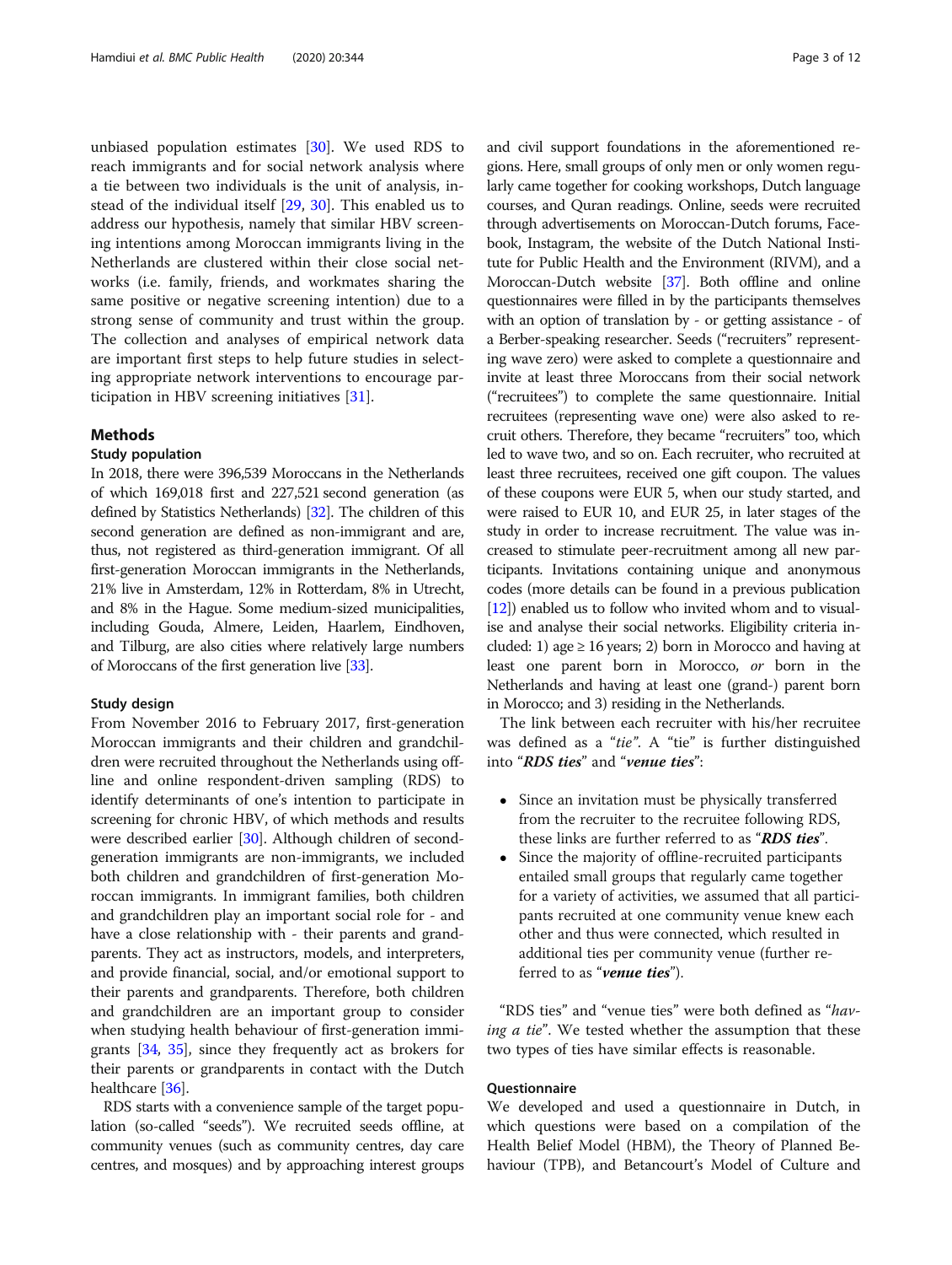unbiased population estimates [30]. We used RDS to reach immigrants and for social network analysis where a tie between two individuals is the unit of analysis, instead of the individual itself [29, 30]. This enabled us to address our hypothesis, namely that similar HBV screening intentions among Moroccan immigrants living in the Netherlands are clustered within their close social networks (i.e. family, friends, and workmates sharing the same positive or negative screening intention) due to a strong sense of community and trust within the group. The collection and analyses of empirical network data are important first steps to help future studies in selecting appropriate network interventions to encourage participation in HBV screening initiatives [31].

## Methods

### Study population

In 2018, there were 396,539 Moroccans in the Netherlands of which 169,018 first and 227,521 second generation (as defined by Statistics Netherlands) [32]. The children of this second generation are defined as non-immigrant and are, thus, not registered as third-generation immigrant. Of all first-generation Moroccan immigrants in the Netherlands, 21% live in Amsterdam, 12% in Rotterdam, 8% in Utrecht, and 8% in the Hague. Some medium-sized municipalities, including Gouda, Almere, Leiden, Haarlem, Eindhoven, and Tilburg, are also cities where relatively large numbers of Moroccans of the first generation live [33].

### Study design

From November 2016 to February 2017, first-generation Moroccan immigrants and their children and grandchildren were recruited throughout the Netherlands using offline and online respondent-driven sampling (RDS) to identify determinants of one's intention to participate in screening for chronic HBV, of which methods and results were described earlier [30]. Although children of second-generation immigrants are non-immigrants, we included both children and grandchildren of first-generation Moroccan immigrants. In immigrant families, both children and grandchildren play an important social role for - and have a close relationship with - their parents and grandparents. They act as instructors, models, and interpreters, and provide financial, social, and/or emotional support to their parents and grandparents. Therefore, both children and grandchildren are an important group to consider when studying health behaviour of first-generation immigrants [34, 35], since they frequently act as brokers for their parents or grandparents in contact with the Dutch healthcare [36].

RDS starts with a convenience sample of the target population (so-called "seeds"). We recruited seeds offline, at community venues (such as community centres, day care centres, and mosques) and by approaching interest groups and civil support foundations in the aforementioned regions. Here, small groups of only men or only women regularly came together for cooking workshops, Dutch language courses, and Quran readings. Online, seeds were recruited through advertisements on Moroccan-Dutch forums, Facebook, Instagram, the website of the Dutch National Institute for Public Health and the Environment (RIVM), and a Moroccan-Dutch website [37]. Both offline and online questionnaires were filled in by the participants themselves with an option of translation by - or getting assistance - of a Berber-speaking researcher. Seeds ("recruiters" representing wave zero) were asked to complete a questionnaire and invite at least three Moroccans from their social network ("recruitees") to complete the same questionnaire. Initial recruitees (representing wave one) were also asked to recruit others. Therefore, they became "recruiters" too, which led to wave two, and so on. Each recruiter, who recruited at least three recruitees, received one gift coupon. The values of these coupons were EUR 5, when our study started, and were raised to EUR 10, and EUR 25, in later stages of the study in order to increase recruitment. The value was increased to stimulate peer-recruitment among all new participants. Invitations containing unique and anonymous codes (more details can be found in a previous publication [12]) enabled us to follow who invited whom and to visualise and analyse their social networks. Eligibility criteria included: 1) age ≥ 16 years; 2) born in Morocco and having at least one parent born in Morocco, *or* born in the Netherlands and having at least one (grand-) parent born in Morocco; and 3) residing in the Netherlands.

The link between each recruiter with his/her recruitee was defined as a "*tie*". A "tie" is further distinguished into "***RDS ties***" and "***venue ties***":

- Since an invitation must be physically transferred from the recruiter to the recruitee following RDS, these links are further referred to as "***RDS ties***".
- Since the majority of offline-recruited participants entailed small groups that regularly came together for a variety of activities, we assumed that all participants recruited at one community venue knew each other and thus were connected, which resulted in additional ties per community venue (further referred to as "***venue ties***").

"RDS ties" and "venue ties" were both defined as "*having a tie*". We tested whether the assumption that these two types of ties have similar effects is reasonable.

### Questionnaire

We developed and used a questionnaire in Dutch, in which questions were based on a compilation of the Health Belief Model (HBM), the Theory of Planned Behaviour (TPB), and Betancourt's Model of Culture and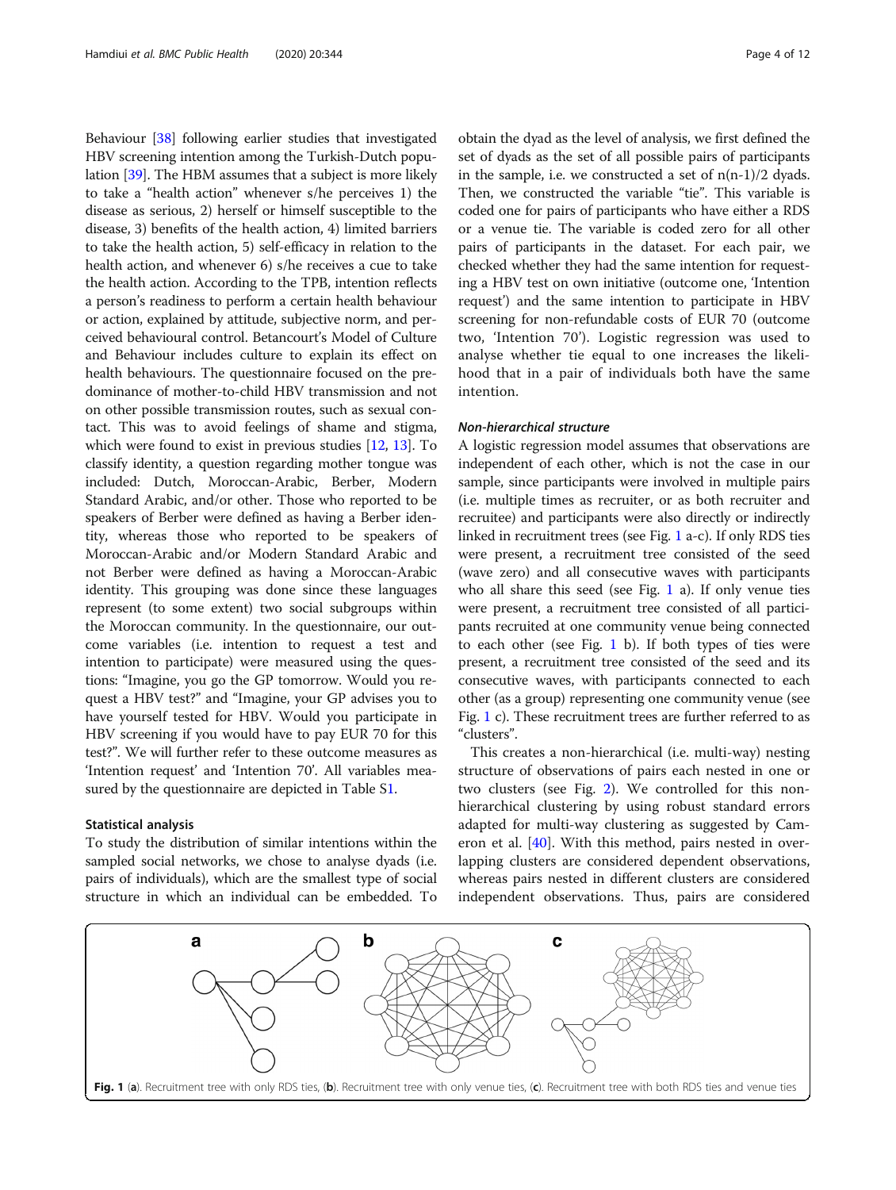Behaviour [38] following earlier studies that investigated HBV screening intention among the Turkish-Dutch population [39]. The HBM assumes that a subject is more likely to take a "health action" whenever s/he perceives 1) the disease as serious, 2) herself or himself susceptible to the disease, 3) benefits of the health action, 4) limited barriers to take the health action, 5) self-efficacy in relation to the health action, and whenever 6) s/he receives a cue to take the health action. According to the TPB, intention reflects a person's readiness to perform a certain health behaviour or action, explained by attitude, subjective norm, and perceived behavioural control. Betancourt's Model of Culture and Behaviour includes culture to explain its effect on health behaviours. The questionnaire focused on the predominance of mother-to-child HBV transmission and not on other possible transmission routes, such as sexual contact. This was to avoid feelings of shame and stigma, which were found to exist in previous studies [12, 13]. To classify identity, a question regarding mother tongue was included: Dutch, Moroccan-Arabic, Berber, Modern Standard Arabic, and/or other. Those who reported to be speakers of Berber were defined as having a Berber identity, whereas those who reported to be speakers of Moroccan-Arabic and/or Modern Standard Arabic and not Berber were defined as having a Moroccan-Arabic identity. This grouping was done since these languages represent (to some extent) two social subgroups within the Moroccan community. In the questionnaire, our outcome variables (i.e. intention to request a test and intention to participate) were measured using the questions: "Imagine, you go the GP tomorrow. Would you request a HBV test?" and "Imagine, your GP advises you to have yourself tested for HBV. Would you participate in HBV screening if you would have to pay EUR 70 for this test?". We will further refer to these outcome measures as 'Intention request' and 'Intention 70'. All variables measured by the questionnaire are depicted in Table S1.

### Statistical analysis

To study the distribution of similar intentions within the sampled social networks, we chose to analyse dyads (i.e. pairs of individuals), which are the smallest type of social structure in which an individual can be embedded. To obtain the dyad as the level of analysis, we first defined the set of dyads as the set of all possible pairs of participants in the sample, i.e. we constructed a set of n(n-1)/2 dyads. Then, we constructed the variable "tie". This variable is coded one for pairs of participants who have either a RDS or a venue tie. The variable is coded zero for all other pairs of participants in the dataset. For each pair, we checked whether they had the same intention for requesting a HBV test on own initiative (outcome one, 'Intention request') and the same intention to participate in HBV screening for non-refundable costs of EUR 70 (outcome two, 'Intention 70'). Logistic regression was used to analyse whether tie equal to one increases the likelihood that in a pair of individuals both have the same intention.

#### *Non-hierarchical structure*

A logistic regression model assumes that observations are independent of each other, which is not the case in our sample, since participants were involved in multiple pairs (i.e. multiple times as recruiter, or as both recruiter and recruitee) and participants were also directly or indirectly linked in recruitment trees (see Fig. 1 a-c). If only RDS ties were present, a recruitment tree consisted of the seed (wave zero) and all consecutive waves with participants who all share this seed (see Fig. 1 a). If only venue ties were present, a recruitment tree consisted of all participants recruited at one community venue being connected to each other (see Fig. 1 b). If both types of ties were present, a recruitment tree consisted of the seed and its consecutive waves, with participants connected to each other (as a group) representing one community venue (see Fig. 1 c). These recruitment trees are further referred to as "clusters".

This creates a non-hierarchical (i.e. multi-way) nesting structure of observations of pairs each nested in one or two clusters (see Fig. 2). We controlled for this non-hierarchical clustering by using robust standard errors adapted for multi-way clustering as suggested by Cameron et al. [40]. With this method, pairs nested in overlapping clusters are considered dependent observations, whereas pairs nested in different clusters are considered independent observations. Thus, pairs are considered

**Fig. 1** (**a**). Recruitment tree with only RDS ties, (**b**). Recruitment tree with only venue ties, (**c**). Recruitment tree with both RDS ties and venue ties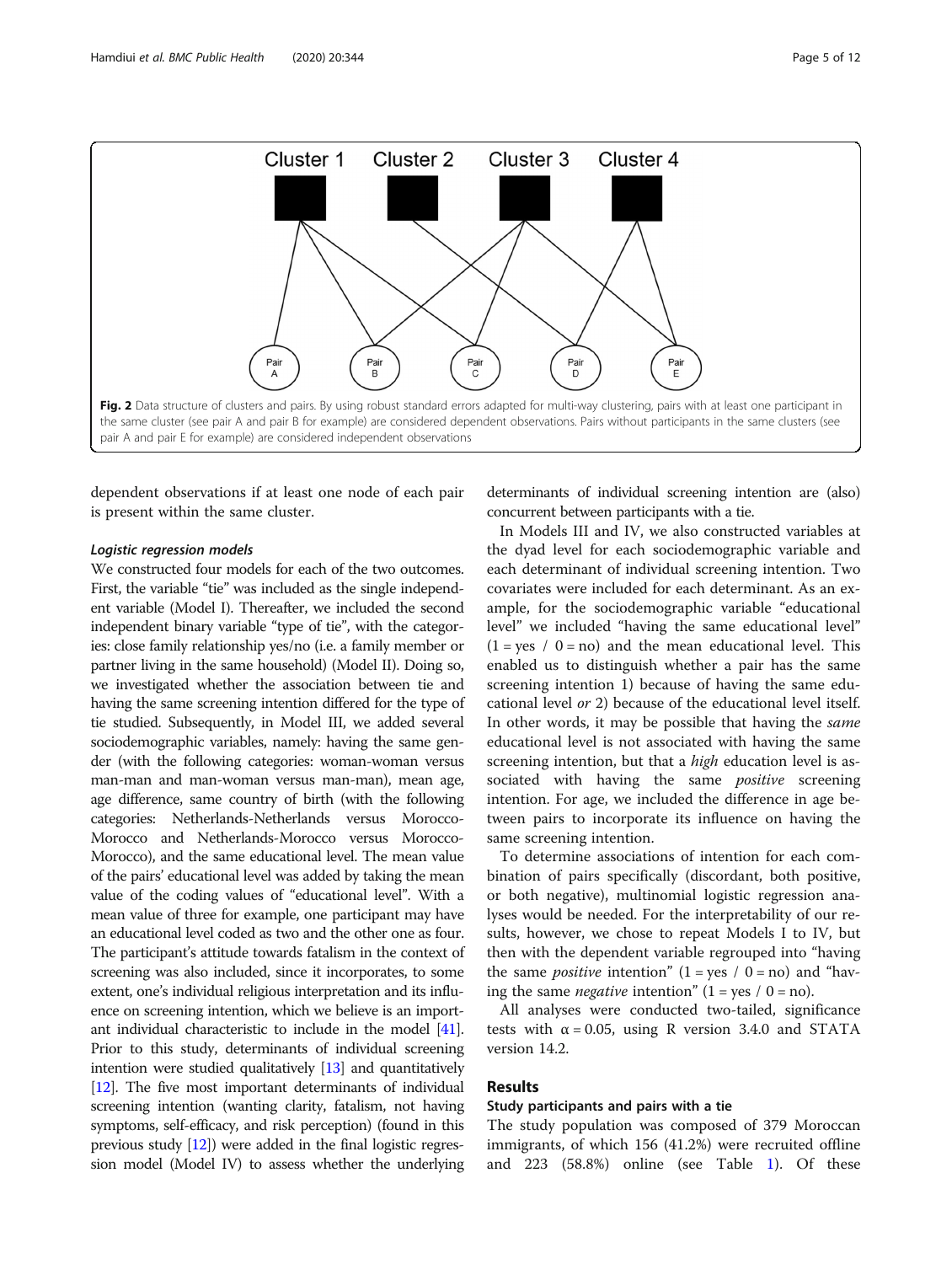Cluster 1
Cluster 2
Cluster 3
Cluster 4

Pair A
Pair B
Pair C
Pair D
Pair E

**Fig. 2** Data structure of clusters and pairs. By using robust standard errors adapted for multi-way clustering, pairs with at least one participant in the same cluster (see pair A and pair B for example) are considered dependent observations. Pairs without participants in the same clusters (see pair A and pair E for example) are considered independent observations

dependent observations if at least one node of each pair is present within the same cluster.

#### *Logistic regression models*

We constructed four models for each of the two outcomes. First, the variable "tie" was included as the single independent variable (Model I). Thereafter, we included the second independent binary variable "type of tie", with the categories: close family relationship yes/no (i.e. a family member or partner living in the same household) (Model II). Doing so, we investigated whether the association between tie and having the same screening intention differed for the type of tie studied. Subsequently, in Model III, we added several sociodemographic variables, namely: having the same gender (with the following categories: woman-woman versus man-man and man-woman versus man-man), mean age, age difference, same country of birth (with the following categories: Netherlands-Netherlands versus Morocco-Morocco and Netherlands-Morocco versus Morocco-Morocco), and the same educational level. The mean value of the pairs' educational level was added by taking the mean value of the coding values of "educational level". With a mean value of three for example, one participant may have an educational level coded as two and the other one as four. The participant's attitude towards fatalism in the context of screening was also included, since it incorporates, to some extent, one's individual religious interpretation and its influence on screening intention, which we believe is an important individual characteristic to include in the model [41]. Prior to this study, determinants of individual screening intention were studied qualitatively [13] and quantitatively [12]. The five most important determinants of individual screening intention (wanting clarity, fatalism, not having symptoms, self-efficacy, and risk perception) (found in this previous study [12]) were added in the final logistic regression model (Model IV) to assess whether the underlying determinants of individual screening intention are (also) concurrent between participants with a tie.

In Models III and IV, we also constructed variables at the dyad level for each sociodemographic variable and each determinant of individual screening intention. Two covariates were included for each determinant. As an example, for the sociodemographic variable "educational level" we included "having the same educational level" (1 = yes / 0 = no) and the mean educational level. This enabled us to distinguish whether a pair has the same screening intention 1) because of having the same educational level *or* 2) because of the educational level itself. In other words, it may be possible that having the *same* educational level is not associated with having the same screening intention, but that a *high* education level is associated with having the same *positive* screening intention. For age, we included the difference in age between pairs to incorporate its influence on having the same screening intention.

To determine associations of intention for each combination of pairs specifically (discordant, both positive, or both negative), multinomial logistic regression analyses would be needed. For the interpretability of our results, however, we chose to repeat Models I to IV, but then with the dependent variable regrouped into "having the same *positive* intention" (1 = yes / 0 = no) and "having the same *negative* intention" (1 = yes / 0 = no).

All analyses were conducted two-tailed, significance tests with α = 0.05, using R version 3.4.0 and STATA version 14.2.

## Results

### Study participants and pairs with a tie

The study population was composed of 379 Moroccan immigrants, of which 156 (41.2%) were recruited offline and 223 (58.8%) online (see Table 1). Of these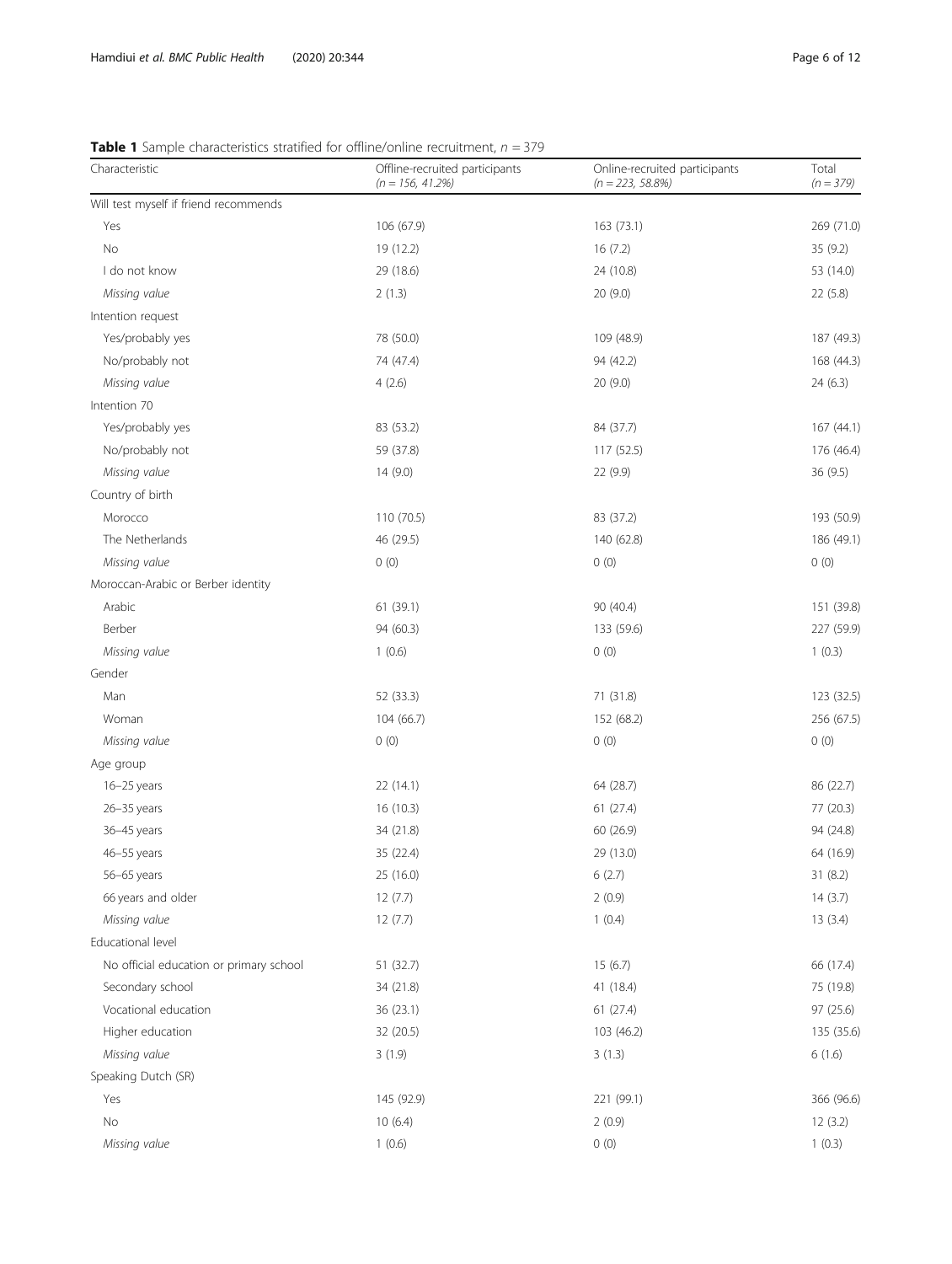**Table 1** Sample characteristics stratified for offline/online recruitment, $n = 379$

| Characteristic | Offline-recruited participants *(n = 156, 41.2%)* | Online-recruited participants *(n = 223, 58.8%)* | Total *(n = 379)* |
|---|---|---|---|
| Will test myself if friend recommends | | | |
| Yes | 106 (67.9) | 163 (73.1) | 269 (71.0) |
| No | 19 (12.2) | 16 (7.2) | 35 (9.2) |
| I do not know | 29 (18.6) | 24 (10.8) | 53 (14.0) |
| *Missing value* | 2 (1.3) | 20 (9.0) | 22 (5.8) |
| Intention request | | | |
| Yes/probably yes | 78 (50.0) | 109 (48.9) | 187 (49.3) |
| No/probably not | 74 (47.4) | 94 (42.2) | 168 (44.3) |
| *Missing value* | 4 (2.6) | 20 (9.0) | 24 (6.3) |
| Intention 70 | | | |
| Yes/probably yes | 83 (53.2) | 84 (37.7) | 167 (44.1) |
| No/probably not | 59 (37.8) | 117 (52.5) | 176 (46.4) |
| *Missing value* | 14 (9.0) | 22 (9.9) | 36 (9.5) |
| Country of birth | | | |
| Morocco | 110 (70.5) | 83 (37.2) | 193 (50.9) |
| The Netherlands | 46 (29.5) | 140 (62.8) | 186 (49.1) |
| *Missing value* | 0 (0) | 0 (0) | 0 (0) |
| Moroccan-Arabic or Berber identity | | | |
| Arabic | 61 (39.1) | 90 (40.4) | 151 (39.8) |
| Berber | 94 (60.3) | 133 (59.6) | 227 (59.9) |
| *Missing value* | 1 (0.6) | 0 (0) | 1 (0.3) |
| Gender | | | |
| Man | 52 (33.3) | 71 (31.8) | 123 (32.5) |
| Woman | 104 (66.7) | 152 (68.2) | 256 (67.5) |
| *Missing value* | 0 (0) | 0 (0) | 0 (0) |
| Age group | | | |
| 16–25 years | 22 (14.1) | 64 (28.7) | 86 (22.7) |
| 26–35 years | 16 (10.3) | 61 (27.4) | 77 (20.3) |
| 36–45 years | 34 (21.8) | 60 (26.9) | 94 (24.8) |
| 46–55 years | 35 (22.4) | 29 (13.0) | 64 (16.9) |
| 56–65 years | 25 (16.0) | 6 (2.7) | 31 (8.2) |
| 66 years and older | 12 (7.7) | 2 (0.9) | 14 (3.7) |
| *Missing value* | 12 (7.7) | 1 (0.4) | 13 (3.4) |
| Educational level | | | |
| No official education or primary school | 51 (32.7) | 15 (6.7) | 66 (17.4) |
| Secondary school | 34 (21.8) | 41 (18.4) | 75 (19.8) |
| Vocational education | 36 (23.1) | 61 (27.4) | 97 (25.6) |
| Higher education | 32 (20.5) | 103 (46.2) | 135 (35.6) |
| *Missing value* | 3 (1.9) | 3 (1.3) | 6 (1.6) |
| Speaking Dutch (SR) | | | |
| Yes | 145 (92.9) | 221 (99.1) | 366 (96.6) |
| No | 10 (6.4) | 2 (0.9) | 12 (3.2) |
| *Missing value* | 1 (0.6) | 0 (0) | 1 (0.3) |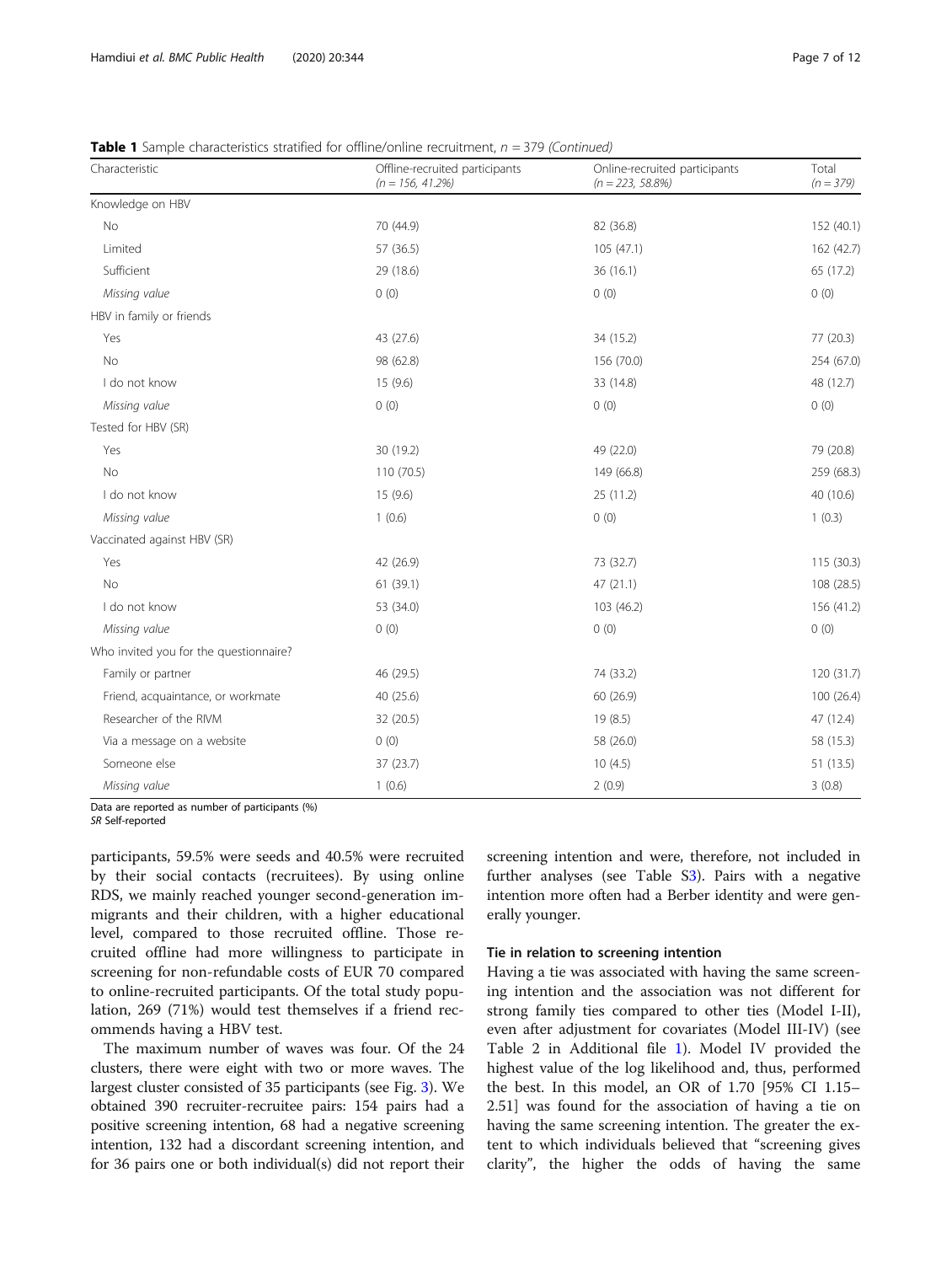**Table 1** Sample characteristics stratified for offline/online recruitment, $n$ = 379 *(Continued)*

| Characteristic | Offline-recruited participants ($n$ = 156, 41.2%) | Online-recruited participants ($n$ = 223, 58.8%) | Total ($n$ = 379) |
|---|---|---|---|
| Knowledge on HBV | | | |
| No | 70 (44.9) | 82 (36.8) | 152 (40.1) |
| Limited | 57 (36.5) | 105 (47.1) | 162 (42.7) |
| Sufficient | 29 (18.6) | 36 (16.1) | 65 (17.2) |
| *Missing value* | 0 (0) | 0 (0) | 0 (0) |
| HBV in family or friends | | | |
| Yes | 43 (27.6) | 34 (15.2) | 77 (20.3) |
| No | 98 (62.8) | 156 (70.0) | 254 (67.0) |
| I do not know | 15 (9.6) | 33 (14.8) | 48 (12.7) |
| *Missing value* | 0 (0) | 0 (0) | 0 (0) |
| Tested for HBV (SR) | | | |
| Yes | 30 (19.2) | 49 (22.0) | 79 (20.8) |
| No | 110 (70.5) | 149 (66.8) | 259 (68.3) |
| I do not know | 15 (9.6) | 25 (11.2) | 40 (10.6) |
| *Missing value* | 1 (0.6) | 0 (0) | 1 (0.3) |
| Vaccinated against HBV (SR) | | | |
| Yes | 42 (26.9) | 73 (32.7) | 115 (30.3) |
| No | 61 (39.1) | 47 (21.1) | 108 (28.5) |
| I do not know | 53 (34.0) | 103 (46.2) | 156 (41.2) |
| *Missing value* | 0 (0) | 0 (0) | 0 (0) |
| Who invited you for the questionnaire? | | | |
| Family or partner | 46 (29.5) | 74 (33.2) | 120 (31.7) |
| Friend, acquaintance, or workmate | 40 (25.6) | 60 (26.9) | 100 (26.4) |
| Researcher of the RIVM | 32 (20.5) | 19 (8.5) | 47 (12.4) |
| Via a message on a website | 0 (0) | 58 (26.0) | 58 (15.3) |
| Someone else | 37 (23.7) | 10 (4.5) | 51 (13.5) |
| *Missing value* | 1 (0.6) | 2 (0.9) | 3 (0.8) |

Data are reported as number of participants (%)
*SR* Self-reported

participants, 59.5% were seeds and 40.5% were recruited by their social contacts (recruitees). By using online RDS, we mainly reached younger second-generation immigrants and their children, with a higher educational level, compared to those recruited offline. Those recruited offline had more willingness to participate in screening for non-refundable costs of EUR 70 compared to online-recruited participants. Of the total study population, 269 (71%) would test themselves if a friend recommends having a HBV test.

The maximum number of waves was four. Of the 24 clusters, there were eight with two or more waves. The largest cluster consisted of 35 participants (see Fig. 3). We obtained 390 recruiter-recruitee pairs: 154 pairs had a positive screening intention, 68 had a negative screening intention, 132 had a discordant screening intention, and for 36 pairs one or both individual(s) did not report their screening intention and were, therefore, not included in further analyses (see Table S3). Pairs with a negative intention more often had a Berber identity and were generally younger.

### Tie in relation to screening intention

Having a tie was associated with having the same screening intention and the association was not different for strong family ties compared to other ties (Model I-II), even after adjustment for covariates (Model III-IV) (see Table 2 in Additional file 1). Model IV provided the highest value of the log likelihood and, thus, performed the best. In this model, an OR of 1.70 [95% CI 1.15–2.51] was found for the association of having a tie on having the same screening intention. The greater the extent to which individuals believed that "screening gives clarity", the higher the odds of having the same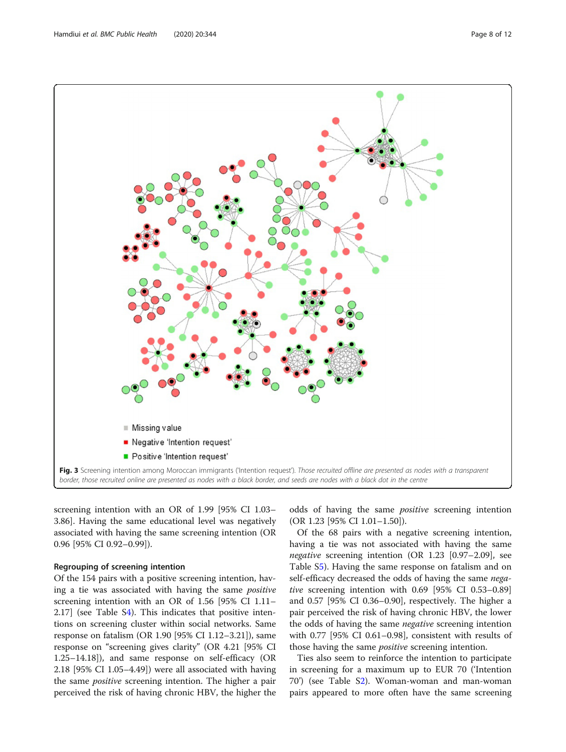Missing value

Negative 'Intention request'

Positive 'Intention request'

**Fig. 3** Screening intention among Moroccan immigrants ('Intention request'). *Those recruited offline are presented as nodes with a transparent border, those recruited online are presented as nodes with a black border, and seeds are nodes with a black dot in the centre*

screening intention with an OR of 1.99 [95% CI 1.03–3.86]. Having the same educational level was negatively associated with having the same screening intention (OR 0.96 [95% CI 0.92–0.99]).

### Regrouping of screening intention

Of the 154 pairs with a positive screening intention, having a tie was associated with having the same *positive* screening intention with an OR of 1.56 [95% CI 1.11–2.17] (see Table S4). This indicates that positive intentions on screening cluster within social networks. Same response on fatalism (OR 1.90 [95% CI 1.12–3.21]), same response on "screening gives clarity" (OR 4.21 [95% CI 1.25–14.18]), and same response on self-efficacy (OR 2.18 [95% CI 1.05–4.49]) were all associated with having the same *positive* screening intention. The higher a pair perceived the risk of having chronic HBV, the higher the odds of having the same *positive* screening intention (OR 1.23 [95% CI 1.01–1.50]).

Of the 68 pairs with a negative screening intention, having a tie was not associated with having the same *negative* screening intention (OR 1.23 [0.97–2.09], see Table S5). Having the same response on fatalism and on self-efficacy decreased the odds of having the same *negative* screening intention with 0.69 [95% CI 0.53–0.89] and 0.57 [95% CI 0.36–0.90], respectively. The higher a pair perceived the risk of having chronic HBV, the lower the odds of having the same *negative* screening intention with 0.77 [95% CI 0.61–0.98], consistent with results of those having the same *positive* screening intention.

Ties also seem to reinforce the intention to participate in screening for a maximum up to EUR 70 ('Intention 70') (see Table S2). Woman-woman and man-woman pairs appeared to more often have the same screening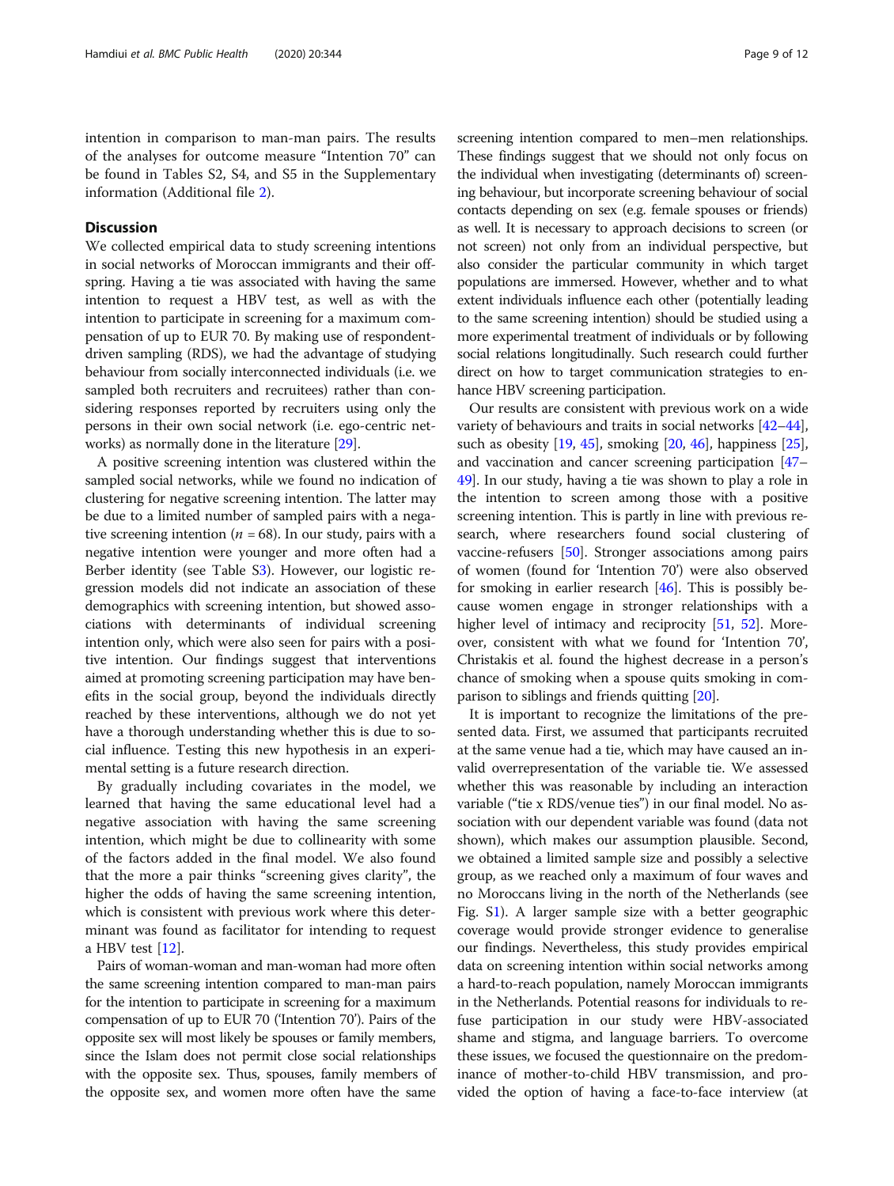intention in comparison to man-man pairs. The results of the analyses for outcome measure "Intention 70" can be found in Tables S2, S4, and S5 in the Supplementary information (Additional file 2).

## Discussion

We collected empirical data to study screening intentions in social networks of Moroccan immigrants and their offspring. Having a tie was associated with having the same intention to request a HBV test, as well as with the intention to participate in screening for a maximum compensation of up to EUR 70. By making use of respondent-driven sampling (RDS), we had the advantage of studying behaviour from socially interconnected individuals (i.e. we sampled both recruiters and recruitees) rather than considering responses reported by recruiters using only the persons in their own social network (i.e. ego-centric networks) as normally done in the literature [29].

A positive screening intention was clustered within the sampled social networks, while we found no indication of clustering for negative screening intention. The latter may be due to a limited number of sampled pairs with a negative screening intention ($n = 68$). In our study, pairs with a negative intention were younger and more often had a Berber identity (see Table S3). However, our logistic regression models did not indicate an association of these demographics with screening intention, but showed associations with determinants of individual screening intention only, which were also seen for pairs with a positive intention. Our findings suggest that interventions aimed at promoting screening participation may have benefits in the social group, beyond the individuals directly reached by these interventions, although we do not yet have a thorough understanding whether this is due to social influence. Testing this new hypothesis in an experimental setting is a future research direction.

By gradually including covariates in the model, we learned that having the same educational level had a negative association with having the same screening intention, which might be due to collinearity with some of the factors added in the final model. We also found that the more a pair thinks "screening gives clarity", the higher the odds of having the same screening intention, which is consistent with previous work where this determinant was found as facilitator for intending to request a HBV test [12].

Pairs of woman-woman and man-woman had more often the same screening intention compared to man-man pairs for the intention to participate in screening for a maximum compensation of up to EUR 70 ('Intention 70'). Pairs of the opposite sex will most likely be spouses or family members, since the Islam does not permit close social relationships with the opposite sex. Thus, spouses, family members of the opposite sex, and women more often have the same screening intention compared to men–men relationships. These findings suggest that we should not only focus on the individual when investigating (determinants of) screening behaviour, but incorporate screening behaviour of social contacts depending on sex (e.g. female spouses or friends) as well. It is necessary to approach decisions to screen (or not screen) not only from an individual perspective, but also consider the particular community in which target populations are immersed. However, whether and to what extent individuals influence each other (potentially leading to the same screening intention) should be studied using a more experimental treatment of individuals or by following social relations longitudinally. Such research could further direct on how to target communication strategies to enhance HBV screening participation.

Our results are consistent with previous work on a wide variety of behaviours and traits in social networks [42–44], such as obesity [19, 45], smoking [20, 46], happiness [25], and vaccination and cancer screening participation [47–49]. In our study, having a tie was shown to play a role in the intention to screen among those with a positive screening intention. This is partly in line with previous research, where researchers found social clustering of vaccine-refusers [50]. Stronger associations among pairs of women (found for 'Intention 70') were also observed for smoking in earlier research [46]. This is possibly because women engage in stronger relationships with a higher level of intimacy and reciprocity [51, 52]. Moreover, consistent with what we found for 'Intention 70', Christakis et al. found the highest decrease in a person's chance of smoking when a spouse quits smoking in comparison to siblings and friends quitting [20].

It is important to recognize the limitations of the presented data. First, we assumed that participants recruited at the same venue had a tie, which may have caused an invalid overrepresentation of the variable tie. We assessed whether this was reasonable by including an interaction variable ("tie x RDS/venue ties") in our final model. No association with our dependent variable was found (data not shown), which makes our assumption plausible. Second, we obtained a limited sample size and possibly a selective group, as we reached only a maximum of four waves and no Moroccans living in the north of the Netherlands (see Fig. S1). A larger sample size with a better geographic coverage would provide stronger evidence to generalise our findings. Nevertheless, this study provides empirical data on screening intention within social networks among a hard-to-reach population, namely Moroccan immigrants in the Netherlands. Potential reasons for individuals to refuse participation in our study were HBV-associated shame and stigma, and language barriers. To overcome these issues, we focused the questionnaire on the predominance of mother-to-child HBV transmission, and provided the option of having a face-to-face interview (at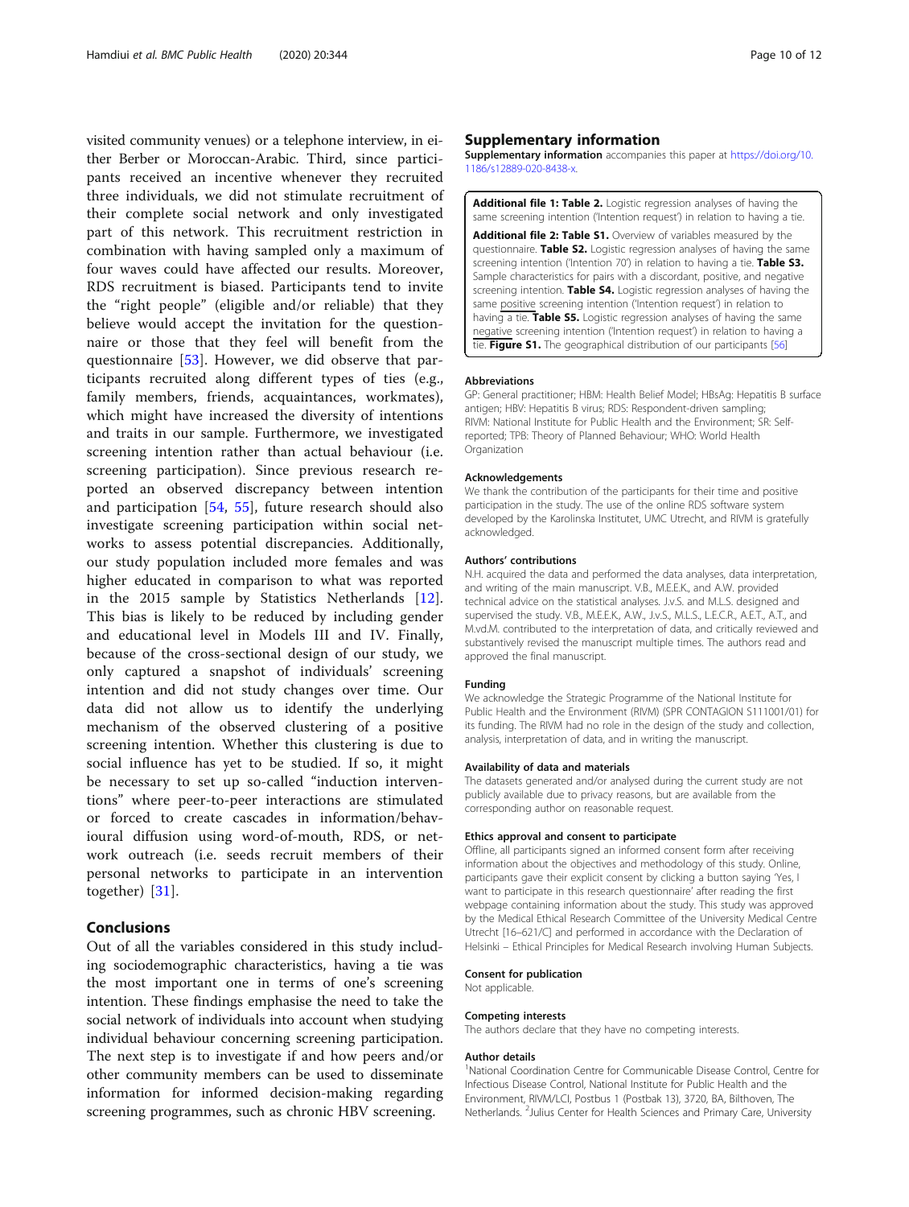visited community venues) or a telephone interview, in either Berber or Moroccan-Arabic. Third, since participants received an incentive whenever they recruited three individuals, we did not stimulate recruitment of their complete social network and only investigated part of this network. This recruitment restriction in combination with having sampled only a maximum of four waves could have affected our results. Moreover, RDS recruitment is biased. Participants tend to invite the "right people" (eligible and/or reliable) that they believe would accept the invitation for the questionnaire or those that they feel will benefit from the questionnaire [53]. However, we did observe that participants recruited along different types of ties (e.g., family members, friends, acquaintances, workmates), which might have increased the diversity of intentions and traits in our sample. Furthermore, we investigated screening intention rather than actual behaviour (i.e. screening participation). Since previous research reported an observed discrepancy between intention and participation [54, 55], future research should also investigate screening participation within social networks to assess potential discrepancies. Additionally, our study population included more females and was higher educated in comparison to what was reported in the 2015 sample by Statistics Netherlands [12]. This bias is likely to be reduced by including gender and educational level in Models III and IV. Finally, because of the cross-sectional design of our study, we only captured a snapshot of individuals' screening intention and did not study changes over time. Our data did not allow us to identify the underlying mechanism of the observed clustering of a positive screening intention. Whether this clustering is due to social influence has yet to be studied. If so, it might be necessary to set up so-called "induction interventions" where peer-to-peer interactions are stimulated or forced to create cascades in information/behavioural diffusion using word-of-mouth, RDS, or network outreach (i.e. seeds recruit members of their personal networks to participate in an intervention together) [31].

## Conclusions

Out of all the variables considered in this study including sociodemographic characteristics, having a tie was the most important one in terms of one's screening intention. These findings emphasise the need to take the social network of individuals into account when studying individual behaviour concerning screening participation. The next step is to investigate if and how peers and/or other community members can be used to disseminate information for informed decision-making regarding screening programmes, such as chronic HBV screening.

## Supplementary information

**Supplementary information** accompanies this paper at https://doi.org/10.1186/s12889-020-8438-x.

**Additional file 1: Table 2.** Logistic regression analyses of having the same screening intention ('Intention request') in relation to having a tie.

**Additional file 2: Table S1.** Overview of variables measured by the questionnaire. **Table S2.** Logistic regression analyses of having the same screening intention ('Intention 70') in relation to having a tie. **Table S3.** Sample characteristics for pairs with a discordant, positive, and negative screening intention. **Table S4.** Logistic regression analyses of having the same positive screening intention ('Intention request') in relation to having a tie. **Table S5.** Logistic regression analyses of having the same negative screening intention ('Intention request') in relation to having a tie. **Figure S1.** The geographical distribution of our participants [56]

### Abbreviations

GP: General practitioner; HBM: Health Belief Model; HBsAg: Hepatitis B surface antigen; HBV: Hepatitis B virus; RDS: Respondent-driven sampling; RIVM: National Institute for Public Health and the Environment; SR: Self-reported; TPB: Theory of Planned Behaviour; WHO: World Health Organization

### Acknowledgements

We thank the contribution of the participants for their time and positive participation in the study. The use of the online RDS software system developed by the Karolinska Institutet, UMC Utrecht, and RIVM is gratefully acknowledged.

### Authors' contributions

N.H. acquired the data and performed the data analyses, data interpretation, and writing of the main manuscript. V.B., M.E.E.K., and A.W. provided technical advice on the statistical analyses. J.v.S. and M.L.S. designed and supervised the study. V.B., M.E.E.K., A.W., J.v.S., M.L.S., L.E.C.R., A.E.T., A.T., and M.v.d.M. contributed to the interpretation of data, and critically reviewed and substantively revised the manuscript multiple times. The authors read and approved the final manuscript.

### Funding

We acknowledge the Strategic Programme of the National Institute for Public Health and the Environment (RIVM) (SPR CONTAGION S111001/01) for its funding. The RIVM had no role in the design of the study and collection, analysis, interpretation of data, and in writing the manuscript.

### Availability of data and materials

The datasets generated and/or analysed during the current study are not publicly available due to privacy reasons, but are available from the corresponding author on reasonable request.

### Ethics approval and consent to participate

Offline, all participants signed an informed consent form after receiving information about the objectives and methodology of this study. Online, participants gave their explicit consent by clicking a button saying 'Yes, I want to participate in this research questionnaire' after reading the first webpage containing information about the study. This study was approved by the Medical Ethical Research Committee of the University Medical Centre Utrecht [16–621/C] and performed in accordance with the Declaration of Helsinki – Ethical Principles for Medical Research involving Human Subjects.

### Consent for publication

Not applicable.

### Competing interests

The authors declare that they have no competing interests.

### Author details

[1]National Coordination Centre for Communicable Disease Control, Centre for Infectious Disease Control, National Institute for Public Health and the Environment, RIVM/LCI, Postbus 1 (Postbak 13), 3720, BA, Bilthoven, The Netherlands. [2]Julius Center for Health Sciences and Primary Care, University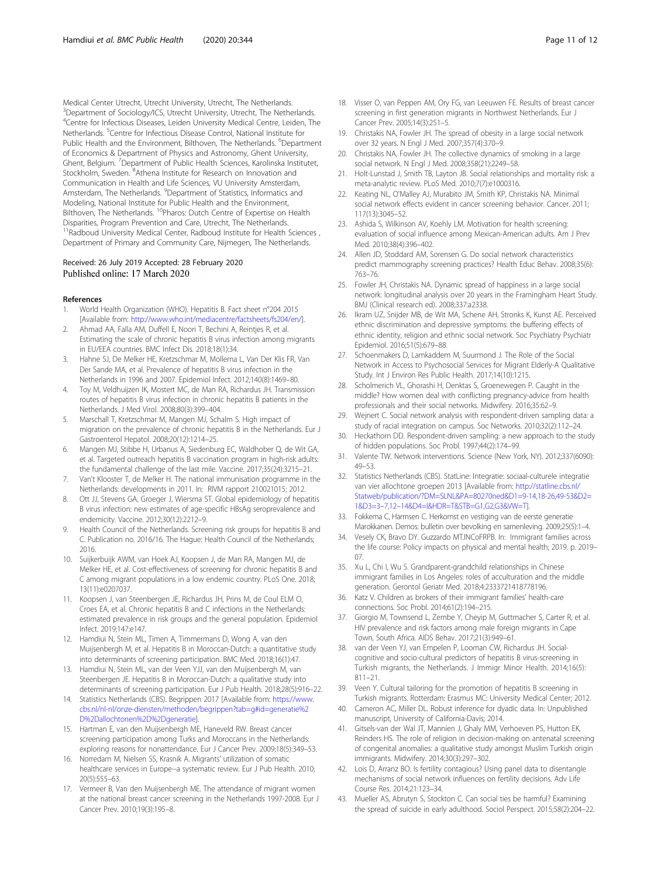Medical Center Utrecht, Utrecht University, Utrecht, The Netherlands. [3]Department of Sociology/ICS, Utrecht University, Utrecht, The Netherlands. [4]Centre for Infectious Diseases, Leiden University Medical Centre, Leiden, The Netherlands. [5]Centre for Infectious Disease Control, National Institute for Public Health and the Environment, Bilthoven, The Netherlands. [6]Department of Economics & Department of Physics and Astronomy, Ghent University, Ghent, Belgium. [7]Department of Public Health Sciences, Karolinska Institutet, Stockholm, Sweden. [8]Athena Institute for Research on Innovation and Communication in Health and Life Sciences, VU University Amsterdam, Amsterdam, The Netherlands. [9]Department of Statistics, Informatics and Modeling, National Institute for Public Health and the Environment, Bilthoven, The Netherlands. [10]Pharos: Dutch Centre of Expertise on Health Disparities, Program Prevention and Care, Utrecht, The Netherlands. [11]Radboud University Medical Center, Radboud Institute for Health Sciences , Department of Primary and Community Care, Nijmegen, The Netherlands.

Received: 26 July 2019 Accepted: 28 February 2020
Published online: 17 March 2020

## References

1. World Health Organization (WHO). Hepatitis B. Fact sheet n°204 2015 [Available from: http://www.who.int/mediacentre/factsheets/fs204/en/].
2. Ahmad AA, Falla AM, Duffell E, Noori T, Bechini A, Reintjes R, et al. Estimating the scale of chronic hepatitis B virus infection among migrants in EU/EEA countries. BMC Infect Dis. 2018;18(1):34.
3. Hahne SJ, De Melker HE, Kretzschmar M, Mollema L, Van Der Klis FR, Van Der Sande MA, et al. Prevalence of hepatitis B virus infection in the Netherlands in 1996 and 2007. Epidemiol Infect. 2012;140(8):1469–80.
4. Toy M, Veldhuijzen IK, Mostert MC, de Man RA, Richardus JH. Transmission routes of hepatitis B virus infection in chronic hepatitis B patients in the Netherlands. J Med Virol. 2008;80(3):399–404.
5. Marschall T, Kretzschmar M, Mangen MJ, Schalm S. High impact of migration on the prevalence of chronic hepatitis B in the Netherlands. Eur J Gastroenterol Hepatol. 2008;20(12):1214–25.
6. Mangen MJ, Stibbe H, Urbanus A, Siedenburg EC, Waldhober Q, de Wit GA, et al. Targeted outreach hepatitis B vaccination program in high-risk adults: the fundamental challenge of the last mile. Vaccine. 2017;35(24):3215–21.
7. Van't Klooster T, de Melker H. The national immunisation programme in the Netherlands: developments in 2011. In: RIVM rapport 210021015; 2012.
8. Ott JJ, Stevens GA, Groeger J, Wiersma ST. Global epidemiology of hepatitis B virus infection: new estimates of age-specific HBsAg seroprevalence and endemicity. Vaccine. 2012;30(12):2212–9.
9. Health Council of the Netherlands. Screening risk groups for hepatitis B and C. Publication no. 2016/16. The Hague: Health Council of the Netherlands; 2016.
10. Suijkerbuijk AWM, van Hoek AJ, Koopsen J, de Man RA, Mangen MJ, de Melker HE, et al. Cost-effectiveness of screening for chronic hepatitis B and C among migrant populations in a low endemic country. PLoS One. 2018; 13(11):e0207037.
11. Koopsen J, van Steenbergen JE, Richardus JH, Prins M, de Coul ELM O, Croes EA, et al. Chronic hepatitis B and C infections in the Netherlands: estimated prevalence in risk groups and the general population. Epidemiol Infect. 2019;147:e147.
12. Hamdiui N, Stein ML, Timen A, Timmermans D, Wong A, van den Muijsenbergh M, et al. Hepatitis B in Moroccan-Dutch: a quantitative study into determinants of screening participation. BMC Med. 2018;16(1):47.
13. Hamdiui N, Stein ML, van der Veen YJJ, van den Muijsenbergh M, van Steenbergen JE. Hepatitis B in Moroccan-Dutch: a qualitative study into determinants of screening participation. Eur J Pub Health. 2018;28(5):916–22.
14. Statistics Netherlands (CBS). Begrippen 2017 [Available from: https://www.cbs.nl/nl-nl/onze-diensten/methoden/begrippen?tab=g#id=generatie%2D%2Dallochtonen%2D%2Dgeneratie].
15. Hartman E, van den Muijsenbergh ME, Haneveld RW. Breast cancer screening participation among Turks and Moroccans in the Netherlands: exploring reasons for nonattendance. Eur J Cancer Prev. 2009;18(5):349–53.
16. Norredam M, Nielsen SS, Krasnik A. Migrants' utilization of somatic healthcare services in Europe--a systematic review. Eur J Pub Health. 2010; 20(5):555–63.
17. Vermeer B, Van den Muijsenbergh ME. The attendance of migrant women at the national breast cancer screening in the Netherlands 1997-2008. Eur J Cancer Prev. 2010;19(3):195–8.
18. Visser O, van Peppen AM, Ory FG, van Leeuwen FE. Results of breast cancer screening in first generation migrants in Northwest Netherlands. Eur J Cancer Prev. 2005;14(3):251–5.
19. Christakis NA, Fowler JH. The spread of obesity in a large social network over 32 years. N Engl J Med. 2007;357(4):370–9.
20. Christakis NA, Fowler JH. The collective dynamics of smoking in a large social network. N Engl J Med. 2008;358(21):2249–58.
21. Holt-Lunstad J, Smith TB, Layton JB. Social relationships and mortality risk: a meta-analytic review. PLoS Med. 2010;7(7):e1000316.
22. Keating NL, O'Malley AJ, Murabito JM, Smith KP, Christakis NA. Minimal social network effects evident in cancer screening behavior. Cancer. 2011; 117(13):3045–52.
23. Ashida S, Wilkinson AV, Koehly LM. Motivation for health screening: evaluation of social influence among Mexican-American adults. Am J Prev Med. 2010;38(4):396–402.
24. Allen JD, Stoddard AM, Sorensen G. Do social network characteristics predict mammography screening practices? Health Educ Behav. 2008;35(6): 763–76.
25. Fowler JH, Christakis NA. Dynamic spread of happiness in a large social network: longitudinal analysis over 20 years in the Framingham Heart Study. BMJ (Clinical research ed). 2008;337:a2338.
26. Ikram UZ, Snijder MB, de Wit MA, Schene AH, Stronks K, Kunst AE. Perceived ethnic discrimination and depressive symptoms: the buffering effects of ethnic identity, religion and ethnic social network. Soc Psychiatry Psychiatr Epidemiol. 2016;51(5):679–88.
27. Schoenmakers D, Lamkaddem M, Suurmond J. The Role of the Social Network in Access to Psychosocial Services for Migrant Elderly-A Qualitative Study. Int J Environ Res Public Health. 2017;14(10):1215.
28. Scholmerich VL, Ghorashi H, Denktas S, Groenewegen P. Caught in the middle? How women deal with conflicting pregnancy-advice from health professionals and their social networks. Midwifery. 2016;35:62–9.
29. Wejnert C. Social network analysis with respondent-driven sampling data: a study of racial integration on campus. Soc Networks. 2010;32(2):112–24.
30. Heckathorn DD. Respondent-driven sampling: a new approach to the study of hidden populations. Soc Probl. 1997;44(2):174–99.
31. Valente TW. Network interventions. Science (New York, NY). 2012;337(6090): 49–53.
32. Statistics Netherlands (CBS). StatLine: Integratie: sociaal-culturele integratie van vier allochtone groepen 2013 [Available from: http://statline.cbs.nl/Statweb/publication/?DM=SLNL&PA=80270ned&D1=9-14,18-26,49-53&D2=1&D3=3-7,12-14&D4=l&HDR=T&STB=G1,G2,G3&VW=T].
33. Fokkema C, Harmsen C. Herkomst en vestiging van de eerste generatie Marokkanen. Demos: bulletin over bevolking en samenleving. 2009;25(5):1–4.
34. Vesely CK, Bravo DY. Guzzardo MTJNCoFRPB. In: Immigrant families across the life course: Policy impacts on physical and mental health; 2019. p. 2019–07.
35. Xu L, Chi I, Wu S. Grandparent-grandchild relationships in Chinese immigrant families in Los Angeles: roles of acculturation and the middle generation. Gerontol Geriatr Med. 2018;4:2333721418778196.
36. Katz V. Children as brokers of their immigrant families' health-care connections. Soc Probl. 2014;61(2):194–215.
37. Giorgio M, Townsend L, Zembe Y, Cheyip M, Guttmacher S, Carter R, et al. HIV prevalence and risk factors among male foreign migrants in Cape Town, South Africa. AIDS Behav. 2017;21(3):949–61.
38. van der Veen YJ, van Empelen P, Looman CW, Richardus JH. Social-cognitive and socio-cultural predictors of hepatitis B virus-screening in Turkish migrants, the Netherlands. J Immigr Minor Health. 2014;16(5): 811–21.
39. Veen Y. Cultural tailoring for the promotion of hepatitis B screening in Turkish migrants. Rotterdam: Erasmus MC: University Medical Center; 2012.
40. Cameron AC, Miller DL. Robust inference for dyadic data. In: Unpublished manuscript, University of California-Davis; 2014.
41. Gitsels-van der Wal JT, Mannien J, Ghaly MM, Verhoeven PS, Hutton EK, Reinders HS. The role of religion in decision-making on antenatal screening of congenital anomalies: a qualitative study amongst Muslim Turkish origin immigrants. Midwifery. 2014;30(3):297–302.
42. Lois D, Arranz BO. Is fertility contagious? Using panel data to disentangle mechanisms of social network influences on fertility decisions. Adv Life Course Res. 2014;21:123–34.
43. Mueller AS, Abrutyn S, Stockton C. Can social ties be harmful? Examining the spread of suicide in early adulthood. Sociol Perspect. 2015;58(2):204–22.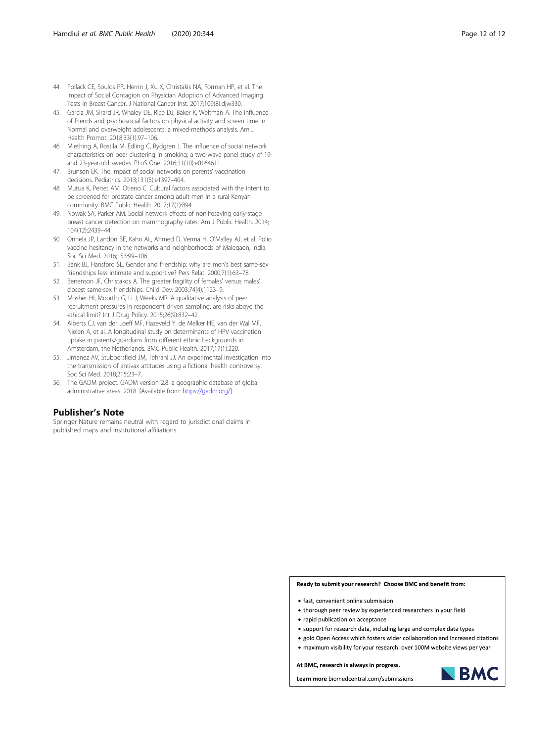44. Pollack CE, Soulos PR, Herrin J, Xu X, Christakis NA, Forman HP, et al. The Impact of Social Contagion on Physician Adoption of Advanced Imaging Tests in Breast Cancer. J National Cancer Inst. 2017;109(8):djw330.
45. Garcia JM, Sirard JR, Whaley DE, Rice DJ, Baker K, Weltman A. The influence of friends and psychosocial factors on physical activity and screen time in Normal and overweight adolescents: a mixed-methods analysis. Am J Health Promot. 2018;33(1):97–106.
46. Miething A, Rostila M, Edling C, Rydgren J. The influence of social network characteristics on peer clustering in smoking: a two-wave panel study of 19- and 23-year-old swedes. PLoS One. 2016;11(10):e0164611.
47. Brunson EK. The impact of social networks on parents' vaccination decisions. Pediatrics. 2013;131(5):e1397–404.
48. Mutua K, Pertet AM, Otieno C. Cultural factors associated with the intent to be screened for prostate cancer among adult men in a rural Kenyan community. BMC Public Health. 2017;17(1):894.
49. Nowak SA, Parker AM. Social network effects of nonlifesaving early-stage breast cancer detection on mammography rates. Am J Public Health. 2014; 104(12):2439–44.
50. Onnela JP, Landon BE, Kahn AL, Ahmed D, Verma H, O'Malley AJ, et al. Polio vaccine hesitancy in the networks and neighborhoods of Malegaon, India. Soc Sci Med. 2016;153:99–106.
51. Bank BJ, Hansford SL. Gender and friendship: why are men's best same-sex friendships less intimate and supportive? Pers Relat. 2000;7(1):63–78.
52. Benenson JF, Christakos A. The greater fragility of females' versus males' closest same-sex friendships. Child Dev. 2003;74(4):1123–9.
53. Mosher HI, Moorthi G, Li J, Weeks MR. A qualitative analysis of peer recruitment pressures in respondent driven sampling: are risks above the ethical limit? Int J Drug Policy. 2015;26(9):832–42.
54. Alberts CJ, van der Loeff MF, Hazeveld Y, de Melker HE, van der Wal MF, Nielen A, et al. A longitudinal study on determinants of HPV vaccination uptake in parents/guardians from different ethnic backgrounds in Amsterdam, the Netherlands. BMC Public Health. 2017;17(1):220.
55. Jimenez AV, Stubbersfield JM, Tehrani JJ. An experimental investigation into the transmission of antivax attitudes using a fictional health controversy. Soc Sci Med. 2018;215:23–7.
56. The GADM project. GADM version 2.8: a geographic database of global administrative areas. 2018. [Available from: https://gadm.org/].

## Publisher's Note

Springer Nature remains neutral with regard to jurisdictional claims in published maps and institutional affiliations.

**Ready to submit your research? Choose BMC and benefit from:**

- fast, convenient online submission
- thorough peer review by experienced researchers in your field
- rapid publication on acceptance
- support for research data, including large and complex data types
- gold Open Access which fosters wider collaboration and increased citations
- maximum visibility for your research: over 100M website views per year

**At BMC, research is always in progress.**

**Learn more** biomedcentral.com/submissions

BMC